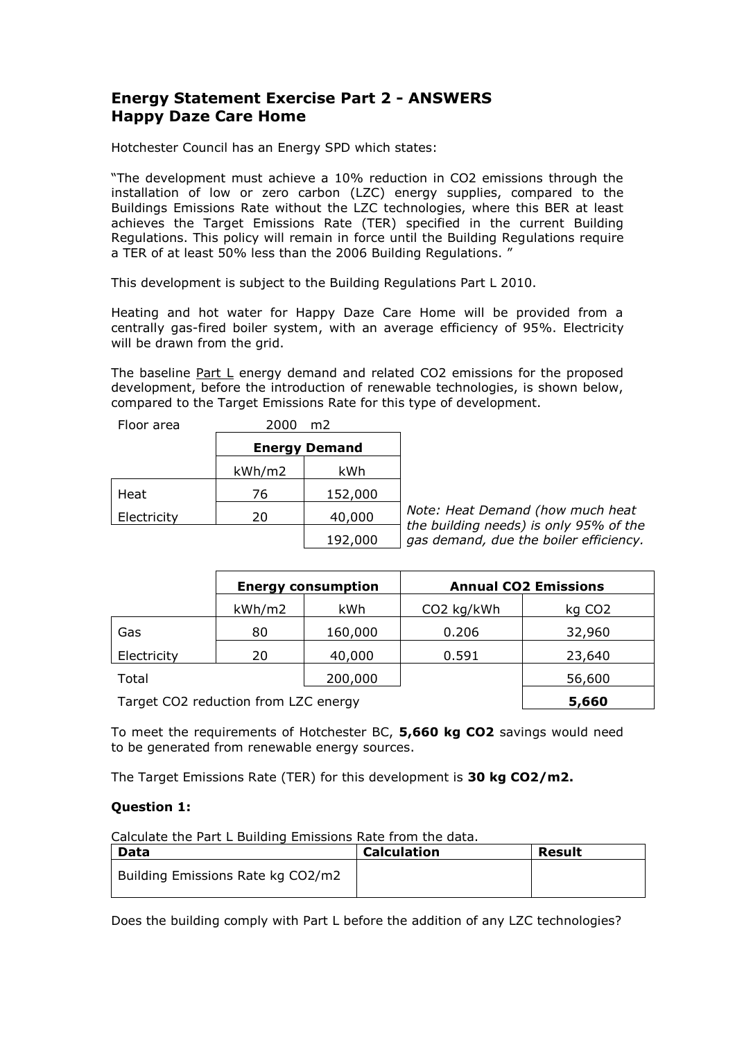## Energy Statement Exercise Part 2 - ANSWERS
## Happy Daze Care Home

Hotchester Council has an Energy SPD which states:

"The development must achieve a 10% reduction in $CO_2$ emissions through the installation of low or zero carbon (LZC) energy supplies, compared to the Buildings Emissions Rate without the LZC technologies, where this BER at least achieves the Target Emissions Rate (TER) specified in the current Building Regulations. This policy will remain in force until the Building Regulations require a TER of at least 50% less than the 2006 Building Regulations. "

This development is subject to the Building Regulations Part L 2010.

Heating and hot water for Happy Daze Care Home will be provided from a centrally gas-fired boiler system, with an average efficiency of 95%. Electricity will be drawn from the grid.

The baseline Part L energy demand and related $CO_2$ emissions for the proposed development, before the introduction of renewable technologies, is shown below, compared to the Target Emissions Rate for this type of development.

Floor area 2000 m2

| | Energy Demand | |
|---|---|---|
| | kWh/m2 | kWh |
| Heat | 76 | 152,000 |
| Electricity | 20 | 40,000 |
| | | 192,000 |

*Note: Heat Demand (how much heat the building needs) is only 95% of the gas demand, due the boiler efficiency.*

| | Energy consumption | | Annual CO2 Emissions | |
|---|---|---|---|---|
| | kWh/m2 | kWh | $CO_2$ kg/kWh | kg $CO_2$ |
| Gas | 80 | 160,000 | 0.206 | 32,960 |
| Electricity | 20 | 40,000 | 0.591 | 23,640 |
| Total | | 200,000 | | 56,600 |
| Target CO2 reduction from LZC energy | | | | **5,660** |

To meet the requirements of Hotchester BC, **5,660 kg CO2** savings would need to be generated from renewable energy sources.

The Target Emissions Rate (TER) for this development is **30 kg CO2/m2.**

**Question 1:**

Calculate the Part L Building Emissions Rate from the data.

| Data | Calculation | Result |
|---|---|---|
| Building Emissions Rate kg CO2/m2 | | |

Does the building comply with Part L before the addition of any LZC technologies?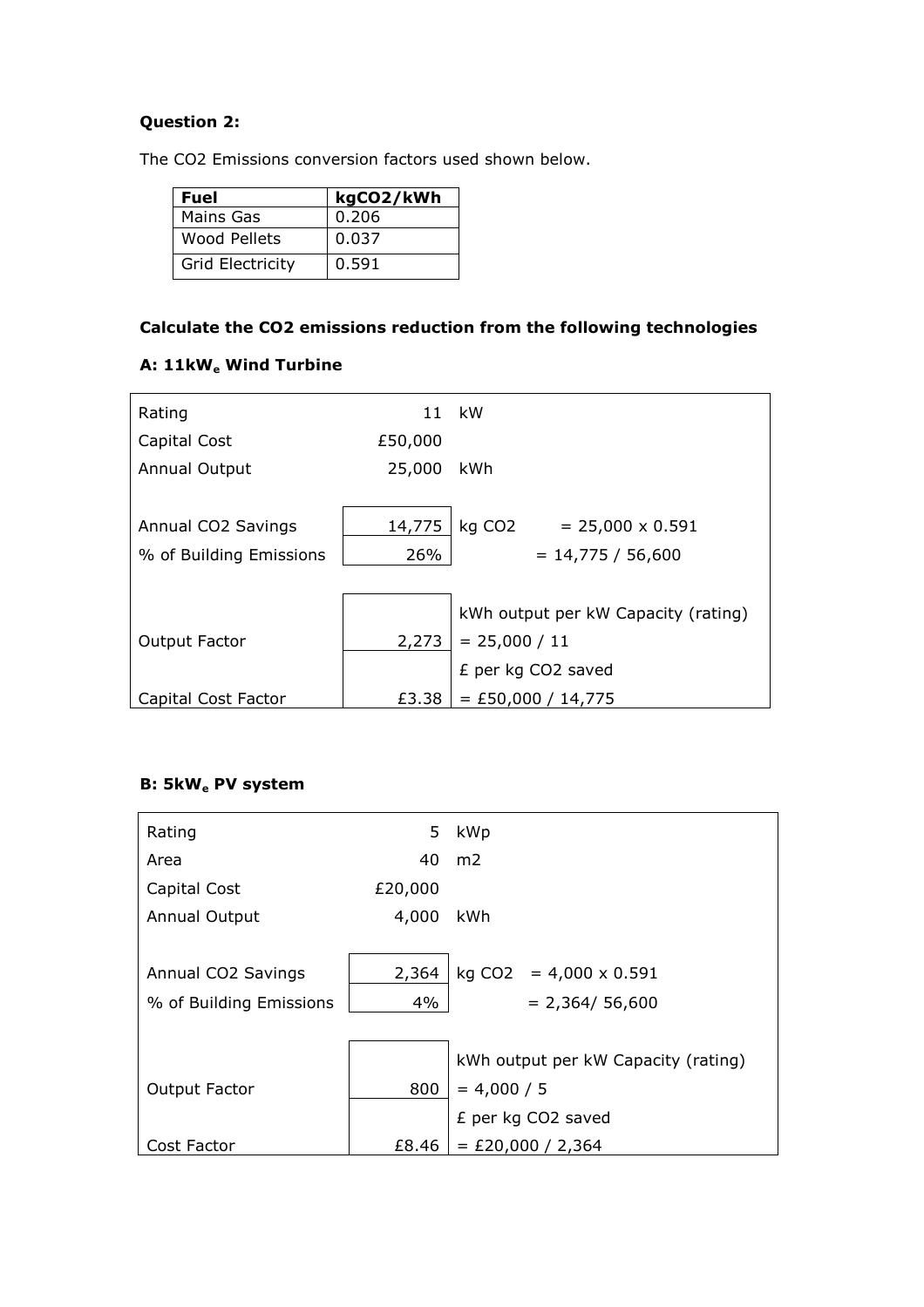**Question 2:**

The $CO_2$ Emissions conversion factors used shown below.

| Fuel | $kgCO_2/kWh$ |
| --- | --- |
| Mains Gas | 0.206 |
| Wood Pellets | 0.037 |
| Grid Electricity | 0.591 |

**Calculate the $CO_2$ emissions reduction from the following technologies**

**A: $11kW_e$ Wind Turbine**

| | | |
| --- | --- | --- |
| Rating | 11 | kW |
| Capital Cost | £50,000 | |
| Annual Output | 25,000 | kWh |
| | | |
| Annual $CO_2$ Savings | 14,775 | kg $CO_2$ = 25,000 x 0.591 |
| % of Building Emissions | 26% | = 14,775 / 56,600 |
| | | |
| | | kWh output per kW Capacity (rating) |
| Output Factor | 2,273 | = 25,000 / 11 |
| | | £ per kg $CO_2$ saved |
| Capital Cost Factor | £3.38 | = £50,000 / 14,775 |

**B: $5kW_e$ PV system**

| | | |
| --- | --- | --- |
| Rating | 5 | kWp |
| Area | 40 | m2 |
| Capital Cost | £20,000 | |
| Annual Output | 4,000 | kWh |
| | | |
| Annual $CO_2$ Savings | 2,364 | kg $CO_2$ = 4,000 x 0.591 |
| % of Building Emissions | 4% | = 2,364/ 56,600 |
| | | |
| | | kWh output per kW Capacity (rating) |
| Output Factor | 800 | = 4,000 / 5 |
| | | £ per kg $CO_2$ saved |
| Cost Factor | £8.46 | = £20,000 / 2,364 |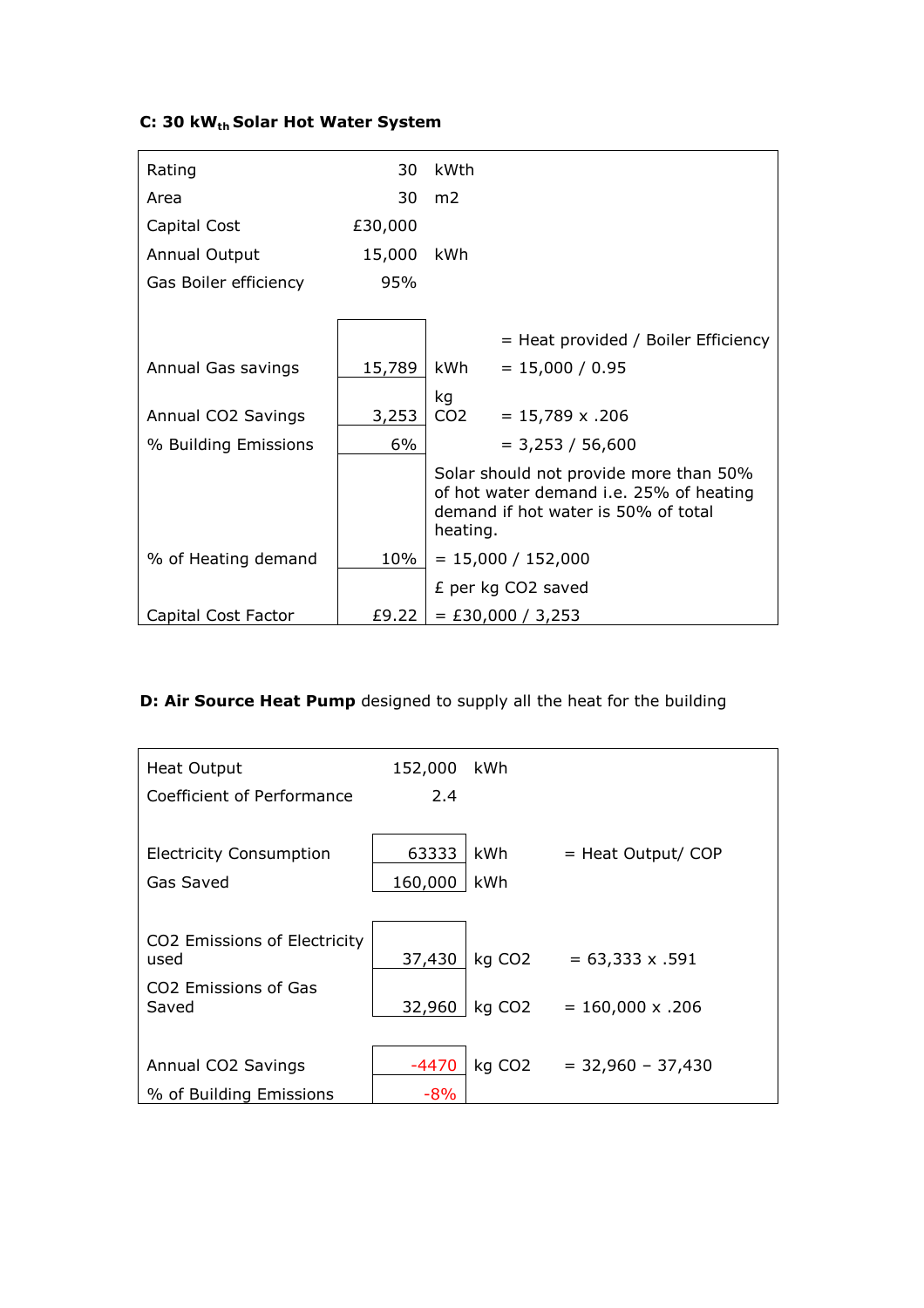**C: 30 $kW_{th}$ Solar Hot Water System**

| | | | |
|---|---|---|---|
| Rating | 30 | kWth | |
| Area | 30 | m2 | |
| Capital Cost | £30,000 | | |
| Annual Output | 15,000 | kWh | |
| Gas Boiler efficiency | 95% | | |
| | | | = Heat provided / Boiler Efficiency |
| Annual Gas savings | 15,789 | kWh | = 15,000 / 0.95 |
| Annual CO2 Savings | 3,253 | kg CO2 | = 15,789 x .206 |
| % Building Emissions | 6% | | = 3,253 / 56,600 |
| | | Solar should not provide more than 50% of hot water demand i.e. 25% of heating demand if hot water is 50% of total heating. | |
| % of Heating demand | 10% | = 15,000 / 152,000 | |
| | | £ per kg CO2 saved | |
| Capital Cost Factor | £9.22 | = £30,000 / 3,253 | |

**D: Air Source Heat Pump** designed to supply all the heat for the building

| | | | |
|---|---|---|---|
| Heat Output | 152,000 | kWh | |
| Coefficient of Performance | 2.4 | | |
| Electricity Consumption | 63333 | kWh | = Heat Output/ COP |
| Gas Saved | 160,000 | kWh | |
| CO2 Emissions of Electricity used | 37,430 | kg CO2 | = 63,333 x .591 |
| CO2 Emissions of Gas Saved | 32,960 | kg CO2 | = 160,000 x .206 |
| Annual CO2 Savings | -4470 | kg CO2 | = 32,960 – 37,430 |
| % of Building Emissions | -8% | | |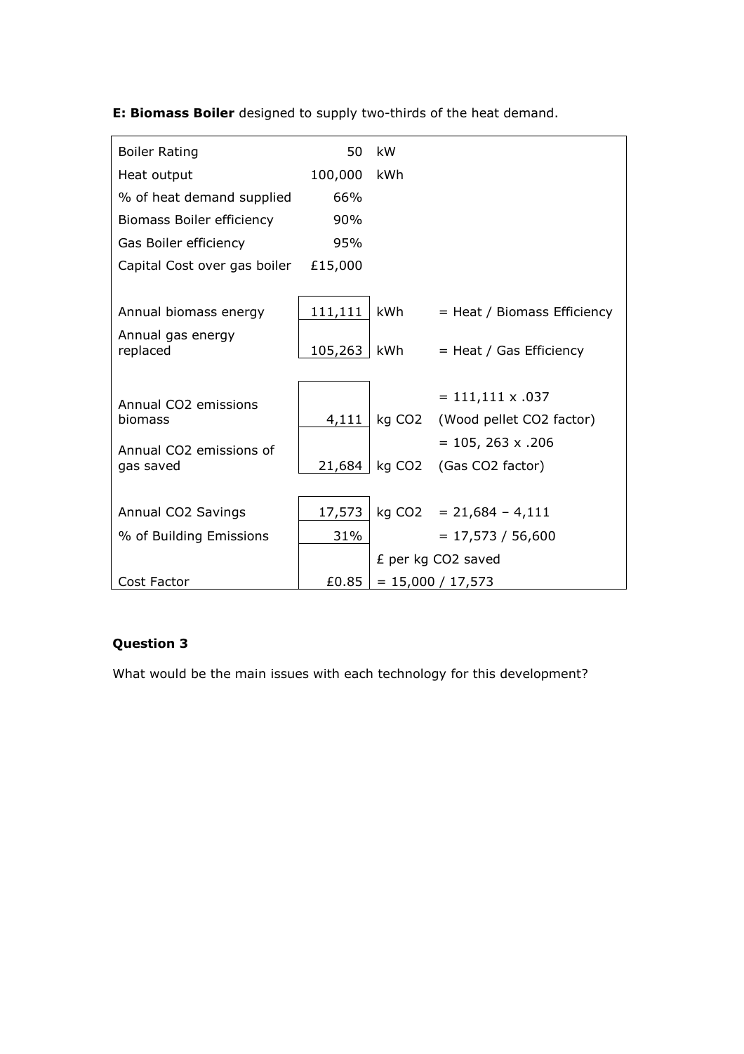**E: Biomass Boiler** designed to supply two-thirds of the heat demand.

| | | | |
|---|---|---|---|
| Boiler Rating | 50 | kW | |
| Heat output | 100,000 | kWh | |
| % of heat demand supplied | 66% | | |
| Biomass Boiler efficiency | 90% | | |
| Gas Boiler efficiency | 95% | | |
| Capital Cost over gas boiler | £15,000 | | |
| | | | |
| Annual biomass energy | 111,111 | kWh | = Heat / Biomass Efficiency |
| Annual gas energy replaced | 105,263 | kWh | = Heat / Gas Efficiency |
| | | | |
| Annual $CO_2$ emissions biomass | 4,111 | kg $CO_2$ | = 111,111 x .037 (Wood pellet $CO_2$ factor) |
| Annual $CO_2$ emissions of gas saved | 21,684 | kg $CO_2$ | = 105, 263 x .206 (Gas $CO_2$ factor) |
| | | | |
| Annual $CO_2$ Savings | 17,573 | kg $CO_2$ | = 21,684 – 4,111 |
| % of Building Emissions | 31% | | = 17,573 / 56,600 |
| Cost Factor | £0.85 | £ per kg $CO_2$ saved = 15,000 / 17,573 | |

**Question 3**

What would be the main issues with each technology for this development?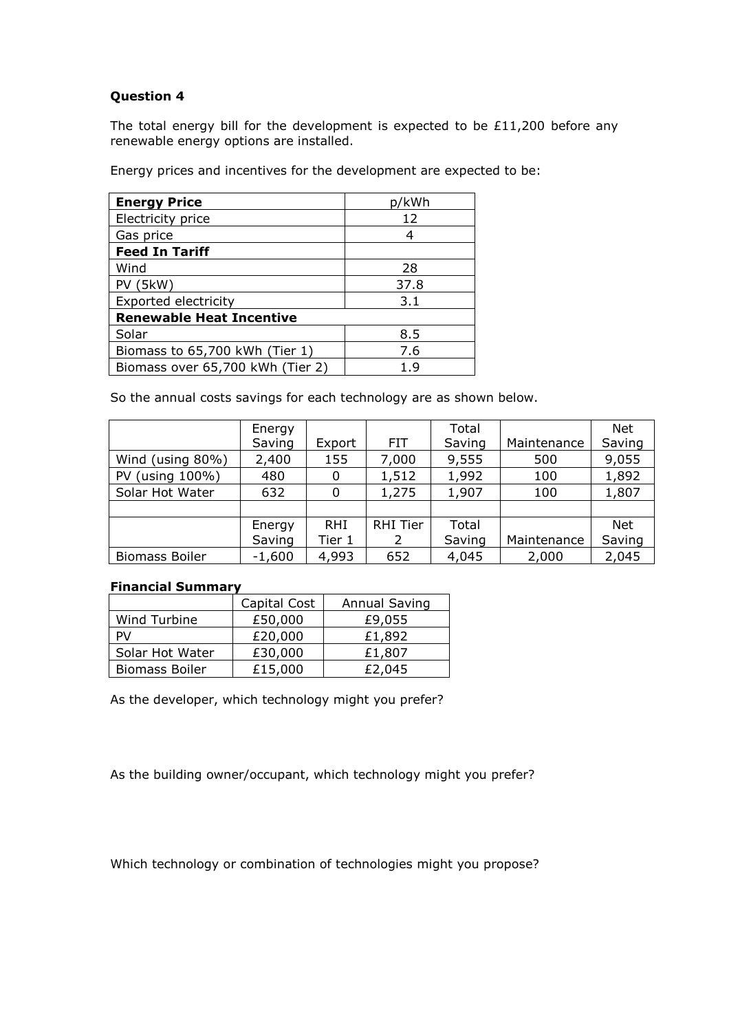**Question 4**

The total energy bill for the development is expected to be £11,200 before any renewable energy options are installed.

Energy prices and incentives for the development are expected to be:

| **Energy Price** | p/kWh |
|---|---|
| Electricity price | 12 |
| Gas price | 4 |
| **Feed In Tariff** | |
| Wind | 28 |
| PV (5kW) | 37.8 |
| Exported electricity | 3.1 |
| **Renewable Heat Incentive** | |
| Solar | 8.5 |
| Biomass to 65,700 kWh (Tier 1) | 7.6 |
| Biomass over 65,700 kWh (Tier 2) | 1.9 |

So the annual costs savings for each technology are as shown below.

| | Energy Saving | Export | FIT | Total Saving | Maintenance | Net Saving |
|---|---|---|---|---|---|---|
| Wind (using 80%) | 2,400 | 155 | 7,000 | 9,555 | 500 | 9,055 |
| PV (using 100%) | 480 | 0 | 1,512 | 1,992 | 100 | 1,892 |
| Solar Hot Water | 632 | 0 | 1,275 | 1,907 | 100 | 1,807 |
| | | | | | | |
| | Energy Saving | RHI Tier 1 | RHI Tier 2 | Total Saving | Maintenance | Net Saving |
| Biomass Boiler | -1,600 | 4,993 | 652 | 4,045 | 2,000 | 2,045 |

**Financial Summary**

| | Capital Cost | Annual Saving |
|---|---|---|
| Wind Turbine | £50,000 | £9,055 |
| PV | £20,000 | £1,892 |
| Solar Hot Water | £30,000 | £1,807 |
| Biomass Boiler | £15,000 | £2,045 |

As the developer, which technology might you prefer?

As the building owner/occupant, which technology might you prefer?

Which technology or combination of technologies might you propose?